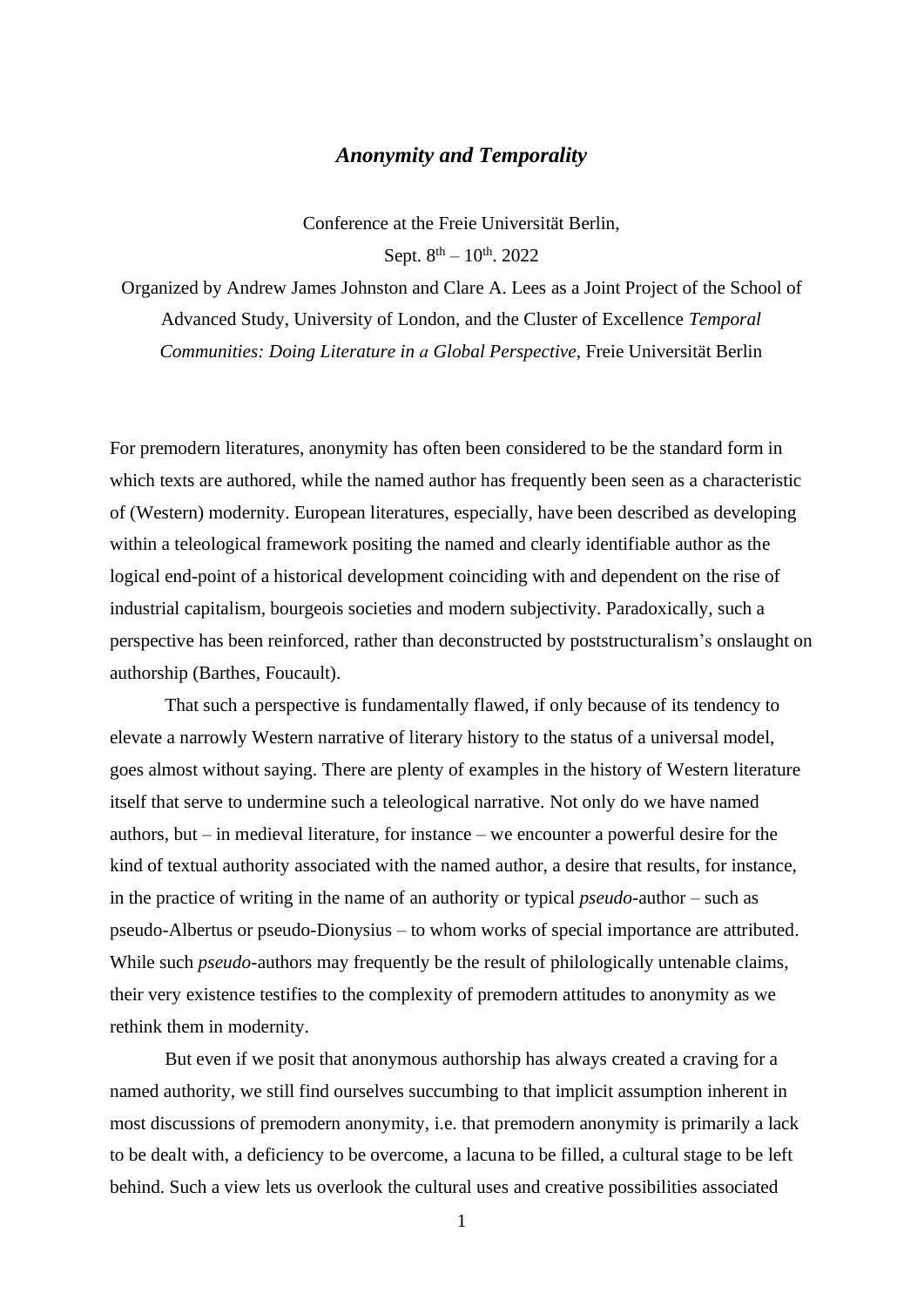# *Anonymity and Temporality*

Conference at the Freie Universität Berlin,

Sept. 8th – 10th. 2022

Organized by Andrew James Johnston and Clare A. Lees as a Joint Project of the School of Advanced Study, University of London, and the Cluster of Excellence *Temporal Communities: Doing Literature in a Global Perspective*, Freie Universität Berlin

For premodern literatures, anonymity has often been considered to be the standard form in which texts are authored, while the named author has frequently been seen as a characteristic of (Western) modernity. European literatures, especially, have been described as developing within a teleological framework positing the named and clearly identifiable author as the logical end-point of a historical development coinciding with and dependent on the rise of industrial capitalism, bourgeois societies and modern subjectivity. Paradoxically, such a perspective has been reinforced, rather than deconstructed by poststructuralism's onslaught on authorship (Barthes, Foucault).

That such a perspective is fundamentally flawed, if only because of its tendency to elevate a narrowly Western narrative of literary history to the status of a universal model, goes almost without saying. There are plenty of examples in the history of Western literature itself that serve to undermine such a teleological narrative. Not only do we have named authors, but – in medieval literature, for instance – we encounter a powerful desire for the kind of textual authority associated with the named author, a desire that results, for instance, in the practice of writing in the name of an authority or typical *pseudo*-author – such as pseudo-Albertus or pseudo-Dionysius – to whom works of special importance are attributed. While such *pseudo*-authors may frequently be the result of philologically untenable claims, their very existence testifies to the complexity of premodern attitudes to anonymity as we rethink them in modernity.

But even if we posit that anonymous authorship has always created a craving for a named authority, we still find ourselves succumbing to that implicit assumption inherent in most discussions of premodern anonymity, i.e. that premodern anonymity is primarily a lack to be dealt with, a deficiency to be overcome, a lacuna to be filled, a cultural stage to be left behind. Such a view lets us overlook the cultural uses and creative possibilities associated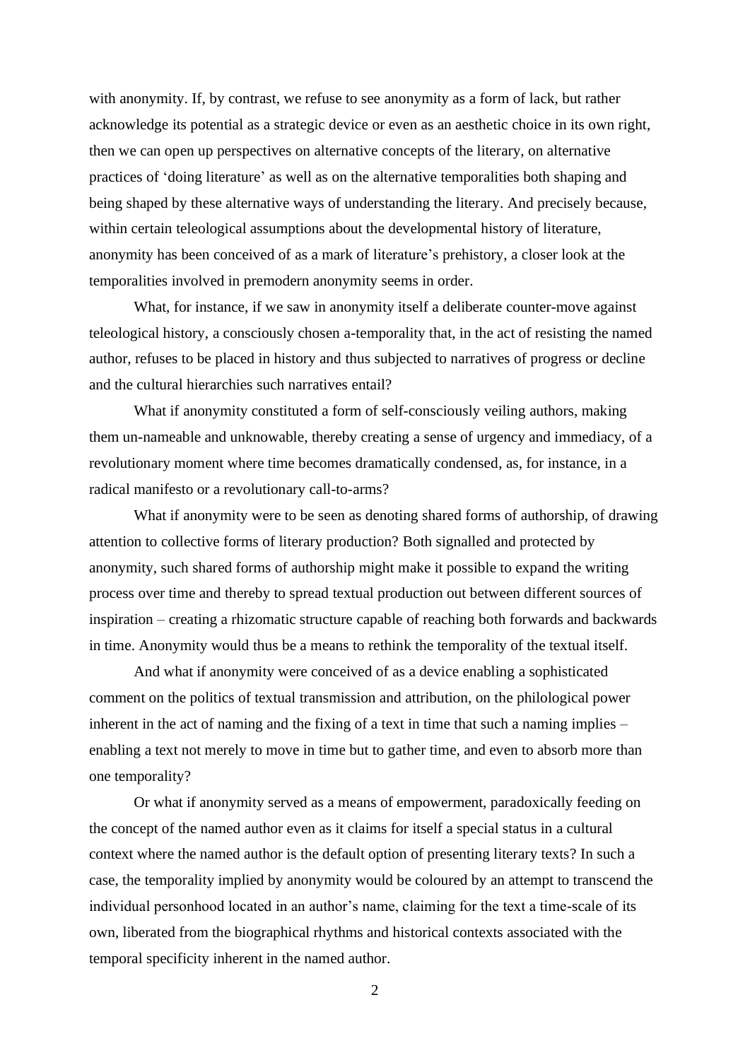with anonymity. If, by contrast, we refuse to see anonymity as a form of lack, but rather acknowledge its potential as a strategic device or even as an aesthetic choice in its own right, then we can open up perspectives on alternative concepts of the literary, on alternative practices of 'doing literature' as well as on the alternative temporalities both shaping and being shaped by these alternative ways of understanding the literary. And precisely because, within certain teleological assumptions about the developmental history of literature, anonymity has been conceived of as a mark of literature's prehistory, a closer look at the temporalities involved in premodern anonymity seems in order.

What, for instance, if we saw in anonymity itself a deliberate counter-move against teleological history, a consciously chosen a-temporality that, in the act of resisting the named author, refuses to be placed in history and thus subjected to narratives of progress or decline and the cultural hierarchies such narratives entail?

What if anonymity constituted a form of self-consciously veiling authors, making them un-nameable and unknowable, thereby creating a sense of urgency and immediacy, of a revolutionary moment where time becomes dramatically condensed, as, for instance, in a radical manifesto or a revolutionary call-to-arms?

What if anonymity were to be seen as denoting shared forms of authorship, of drawing attention to collective forms of literary production? Both signalled and protected by anonymity, such shared forms of authorship might make it possible to expand the writing process over time and thereby to spread textual production out between different sources of inspiration – creating a rhizomatic structure capable of reaching both forwards and backwards in time. Anonymity would thus be a means to rethink the temporality of the textual itself.

And what if anonymity were conceived of as a device enabling a sophisticated comment on the politics of textual transmission and attribution, on the philological power inherent in the act of naming and the fixing of a text in time that such a naming implies – enabling a text not merely to move in time but to gather time, and even to absorb more than one temporality?

Or what if anonymity served as a means of empowerment, paradoxically feeding on the concept of the named author even as it claims for itself a special status in a cultural context where the named author is the default option of presenting literary texts? In such a case, the temporality implied by anonymity would be coloured by an attempt to transcend the individual personhood located in an author's name, claiming for the text a time-scale of its own, liberated from the biographical rhythms and historical contexts associated with the temporal specificity inherent in the named author.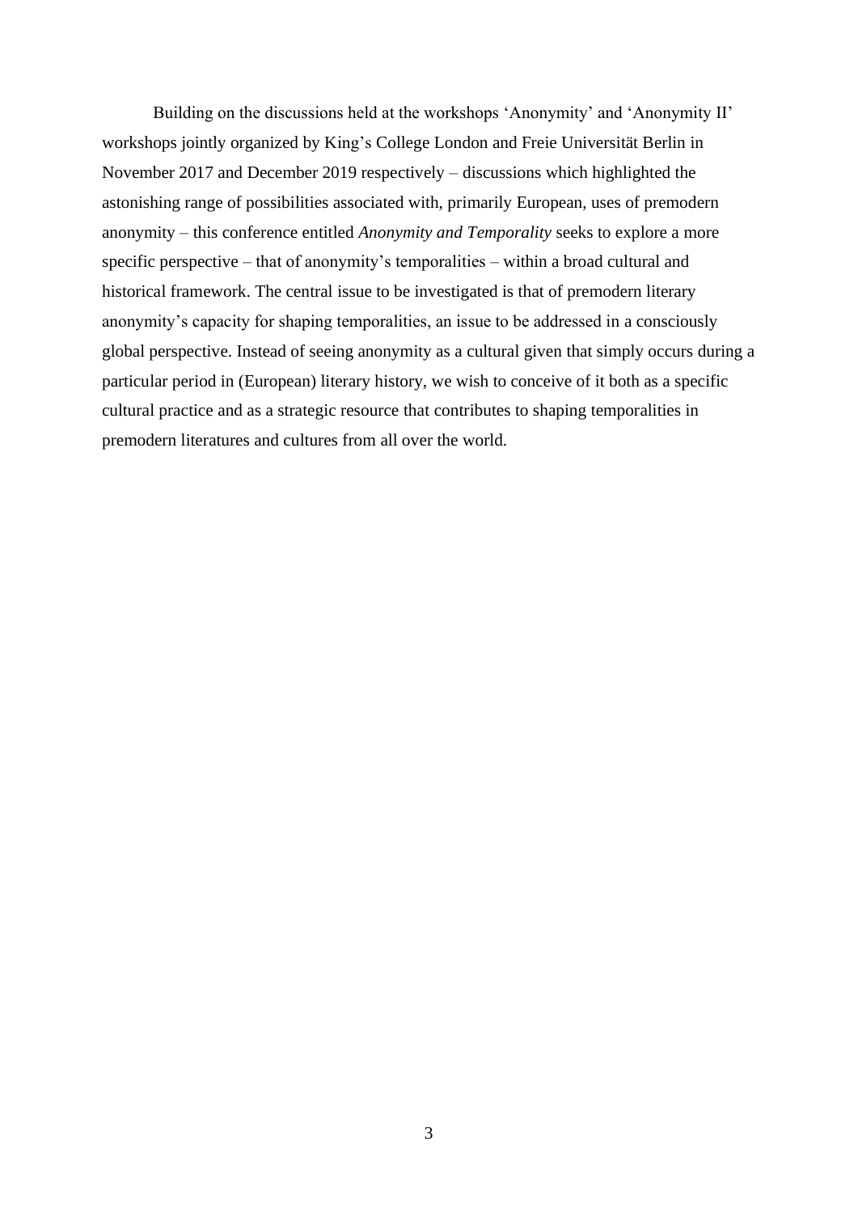Building on the discussions held at the workshops 'Anonymity' and 'Anonymity II' workshops jointly organized by King's College London and Freie Universität Berlin in November 2017 and December 2019 respectively – discussions which highlighted the astonishing range of possibilities associated with, primarily European, uses of premodern anonymity – this conference entitled *Anonymity and Temporality* seeks to explore a more specific perspective – that of anonymity's temporalities – within a broad cultural and historical framework. The central issue to be investigated is that of premodern literary anonymity's capacity for shaping temporalities, an issue to be addressed in a consciously global perspective. Instead of seeing anonymity as a cultural given that simply occurs during a particular period in (European) literary history, we wish to conceive of it both as a specific cultural practice and as a strategic resource that contributes to shaping temporalities in premodern literatures and cultures from all over the world.